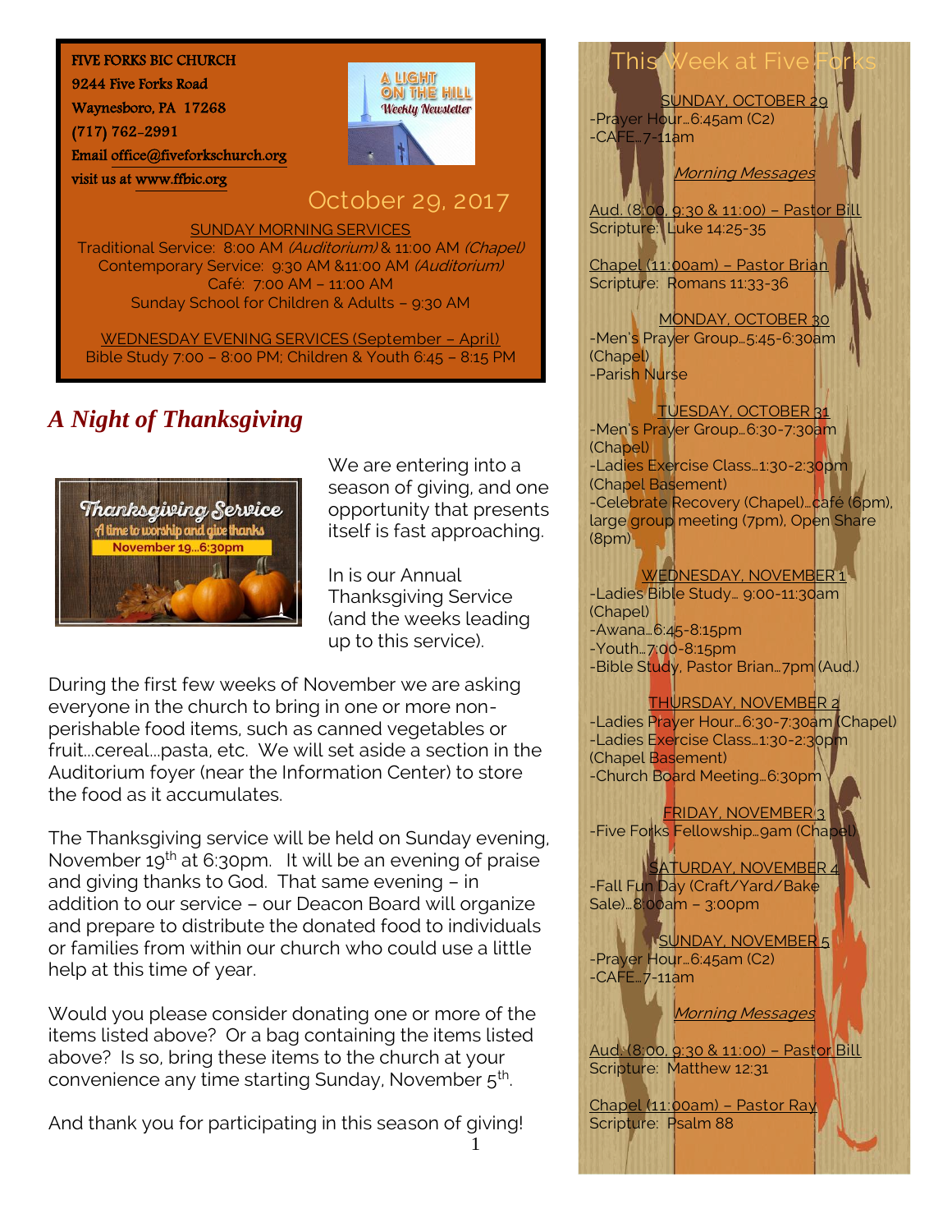FIVE FORKS BIC CHURCH
9244 Five Forks Road
Waynesboro, PA 17268
(717) 762-2991
Email office@fiveforkschurch.org
visit us at www.ffbic.org

A LIGHT ON THE HILL
Weekly Newsletter

October 29, 2017

SUNDAY MORNING SERVICES
Traditional Service: 8:00 AM *(Auditorium)* & 11:00 AM *(Chapel)*
Contemporary Service: 9:30 AM &11:00 AM *(Auditorium)*
Café: 7:00 AM – 11:00 AM
Sunday School for Children & Adults – 9:30 AM

WEDNESDAY EVENING SERVICES (September – April)
Bible Study 7:00 – 8:00 PM; Children & Youth 6:45 – 8:15 PM

## *A Night of Thanksgiving*

Thanksgiving Service
A time to worship and give thanks
November 19…6:30pm

We are entering into a season of giving, and one opportunity that presents itself is fast approaching.

In is our Annual Thanksgiving Service (and the weeks leading up to this service).

During the first few weeks of November we are asking everyone in the church to bring in one or more non-perishable food items, such as canned vegetables or fruit…cereal…pasta, etc. We will set aside a section in the Auditorium foyer (near the Information Center) to store the food as it accumulates.

The Thanksgiving service will be held on Sunday evening, November 19th at 6:30pm. It will be an evening of praise and giving thanks to God. That same evening – in addition to our service – our Deacon Board will organize and prepare to distribute the donated food to individuals or families from within our church who could use a little help at this time of year.

Would you please consider donating one or more of the items listed above? Or a bag containing the items listed above? Is so, bring these items to the church at your convenience any time starting Sunday, November 5th.

And thank you for participating in this season of giving!

## This Week at Five Forks

SUNDAY, OCTOBER 29
-Prayer Hour…6:45am (C2)
-CAFE…7-11am

*Morning Messages*

Aud. (8:00, 9:30 & 11:00) – Pastor Bill
Scripture: Luke 14:25-35

Chapel (11:00am) – Pastor Brian
Scripture: Romans 11:33-36

MONDAY, OCTOBER 30
-Men's Prayer Group…5:45-6:30am (Chapel)
-Parish Nurse

TUESDAY, OCTOBER 31
-Men's Prayer Group…6:30-7:30am (Chapel)
-Ladies Exercise Class…1:30-2:30pm (Chapel Basement)
-Celebrate Recovery (Chapel)…café (6pm), large group meeting (7pm), Open Share (8pm)

WEDNESDAY, NOVEMBER 1
-Ladies Bible Study… 9:00-11:30am (Chapel)
-Awana…6:45-8:15pm
-Youth…7:00-8:15pm
-Bible Study, Pastor Brian…7pm (Aud.)

THURSDAY, NOVEMBER 2
-Ladies Prayer Hour…6:30-7:30am (Chapel)
-Ladies Exercise Class…1:30-2:30pm (Chapel Basement)
-Church Board Meeting…6:30pm

FRIDAY, NOVEMBER 3
-Five Forks Fellowship…9am (Chapel)

SATURDAY, NOVEMBER 4
-Fall Fun Day (Craft/Yard/Bake Sale)…8:00am – 3:00pm

SUNDAY, NOVEMBER 5
-Prayer Hour…6:45am (C2)
-CAFE…7-11am

*Morning Messages*

Aud. (8:00, 9:30 & 11:00) – Pastor Bill
Scripture: Matthew 12:31

Chapel (11:00am) – Pastor Ray
Scripture: Psalm 88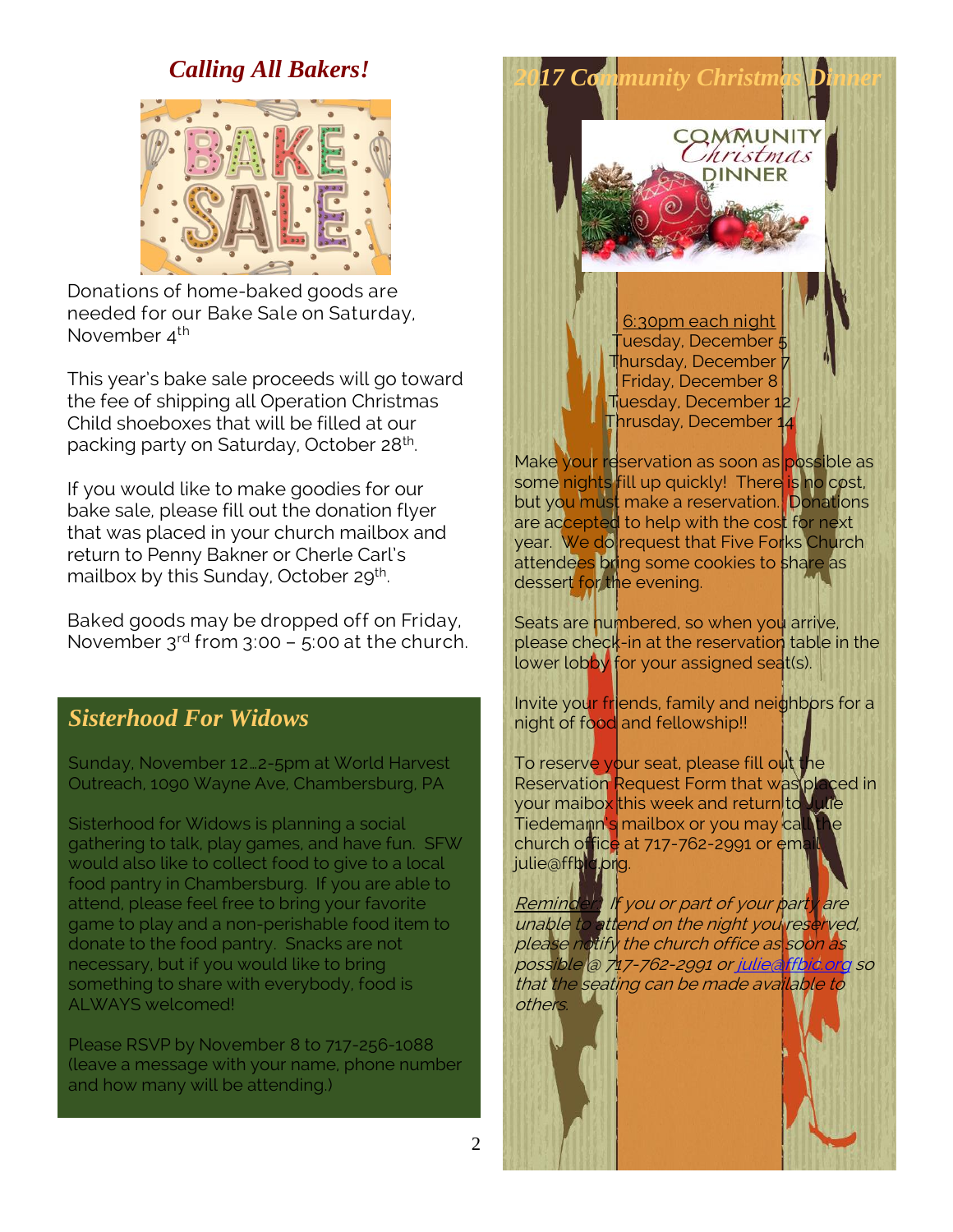## *Calling All Bakers!*

Donations of home-baked goods are needed for our Bake Sale on Saturday, November 4th

This year's bake sale proceeds will go toward the fee of shipping all Operation Christmas Child shoeboxes that will be filled at our packing party on Saturday, October 28th.

If you would like to make goodies for our bake sale, please fill out the donation flyer that was placed in your church mailbox and return to Penny Bakner or Cherle Carl's mailbox by this Sunday, October 29th.

Baked goods may be dropped off on Friday, November 3rd from 3:00 – 5:00 at the church.

## *Sisterhood For Widows*

Sunday, November 12…2-5pm at World Harvest Outreach, 1090 Wayne Ave, Chambersburg, PA

Sisterhood for Widows is planning a social gathering to talk, play games, and have fun. SFW would also like to collect food to give to a local food pantry in Chambersburg. If you are able to attend, please feel free to bring your favorite game to play and a non-perishable food item to donate to the food pantry. Snacks are not necessary, but if you would like to bring something to share with everybody, food is ALWAYS welcomed!

Please RSVP by November 8 to 717-256-1088 (leave a message with your name, phone number and how many will be attending.)

## *2017 Community Christmas Dinner*

6:30pm each night
Tuesday, December 5
Thursday, December 7
Friday, December 8
Tuesday, December 12
Thrusday, December 14

Make your reservation as soon as possible as some nights fill up quickly! There is no cost, but you must make a reservation. Donations are accepted to help with the cost for next year. We do request that Five Forks Church attendees bring some cookies to share as dessert for the evening.

Seats are numbered, so when you arrive, please check-in at the reservation table in the lower lobby for your assigned seat(s).

Invite your friends, family and neighbors for a night of food and fellowship!!

To reserve your seat, please fill out the Reservation Request Form that was placed in your maibox this week and return to Julie Tiedemann's mailbox or you may call the church office at 717-762-2991 or email julie@ffbic.org.

*Reminder! If you or part of your party are unable to attend on the night you reserved, please notify the church office as soon as possible @ 717-762-2991 or julie@ffbic.org so that the seating can be made available to others.*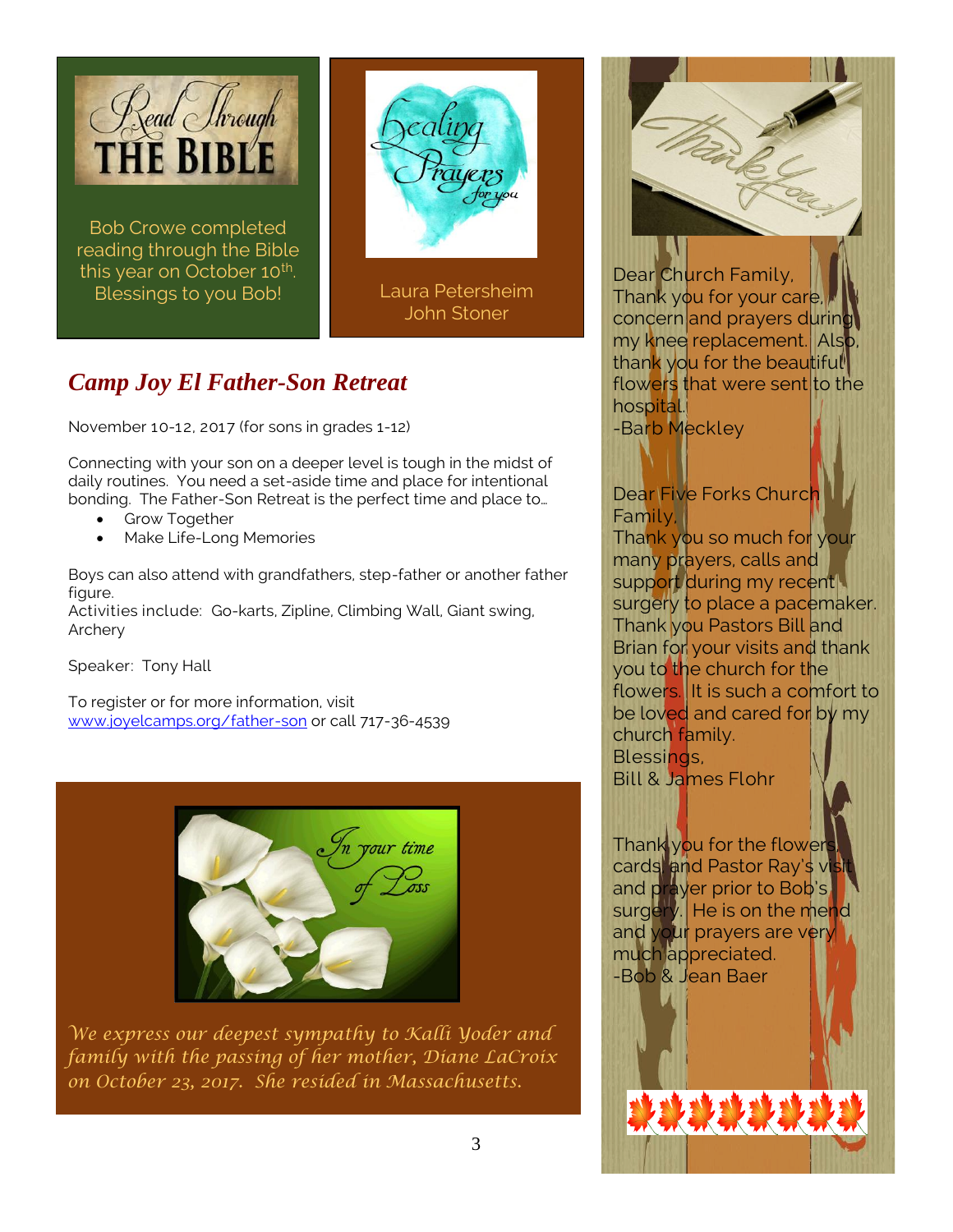**Read Through THE BIBLE**

Bob Crowe completed reading through the Bible this year on October 10th. Blessings to you Bob!

**Healing Prayers for you**

Laura Petersheim
John Stoner

## *Camp Joy El Father-Son Retreat*

November 10-12, 2017 (for sons in grades 1-12)

Connecting with your son on a deeper level is tough in the midst of daily routines. You need a set-aside time and place for intentional bonding. The Father-Son Retreat is the perfect time and place to…

- Grow Together
- Make Life-Long Memories

Boys can also attend with grandfathers, step-father or another father figure.
Activities include: Go-karts, Zipline, Climbing Wall, Giant swing, Archery

Speaker: Tony Hall

To register or for more information, visit www.joyelcamps.org/father-son or call 717-36-4539

*In your time of Loss*

*We express our deepest sympathy to Kalli Yoder and family with the passing of her mother, Diane LaCroix on October 23, 2017. She resided in Massachusetts.*

**Thank You!**

Dear Church Family,
Thank you for your care, concern and prayers during my knee replacement. Also, thank you for the beautiful flowers that were sent to the hospital.
-Barb Meckley

Dear Five Forks Church Family,
Thank you so much for your many prayers, calls and support during my recent surgery to place a pacemaker. Thank you Pastors Bill and Brian for your visits and thank you to the church for the flowers. It is such a comfort to be loved and cared for by my church family.
Blessings,
Bill & James Flohr

Thank you for the flowers, cards, and Pastor Ray's visit and prayer prior to Bob's surgery. He is on the mend and your prayers are very much appreciated.
-Bob & Jean Baer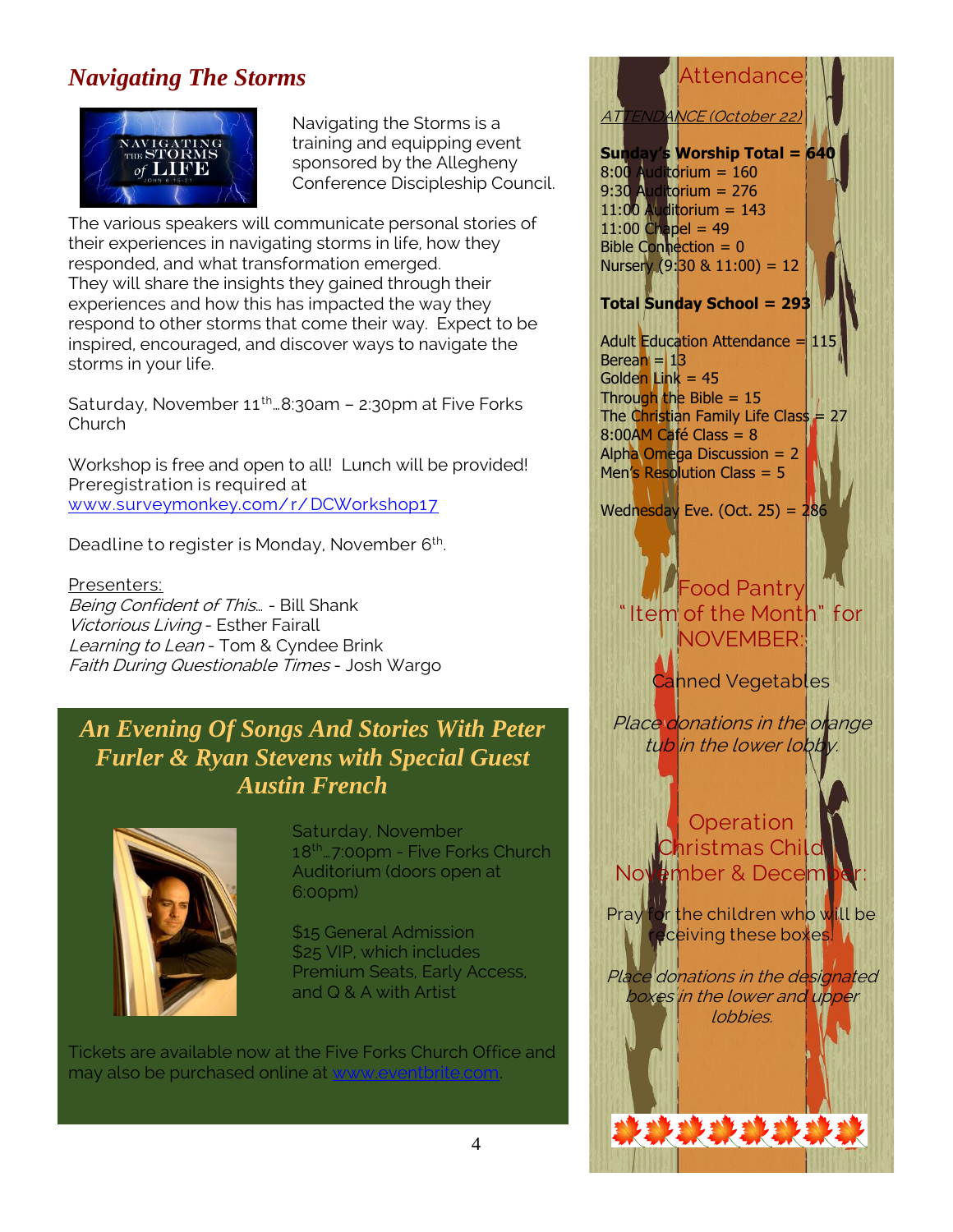## *Navigating The Storms*

Navigating the Storms is a training and equipping event sponsored by the Allegheny Conference Discipleship Council.

The various speakers will communicate personal stories of their experiences in navigating storms in life, how they responded, and what transformation emerged. They will share the insights they gained through their experiences and how this has impacted the way they respond to other storms that come their way. Expect to be inspired, encouraged, and discover ways to navigate the storms in your life.

Saturday, November 11th…8:30am – 2:30pm at Five Forks Church

Workshop is free and open to all! Lunch will be provided! Preregistration is required at [www.surveymonkey.com/r/DCWorkshop17](www.surveymonkey.com/r/DCWorkshop17)

Deadline to register is Monday, November 6th.

Presenters:
*Being Confident of This…* - Bill Shank
*Victorious Living* - Esther Fairall
*Learning to Lean* - Tom & Cyndee Brink
*Faith During Questionable Times* - Josh Wargo

## *An Evening Of Songs And Stories With Peter Furler & Ryan Stevens with Special Guest Austin French*

Saturday, November 18th…7:00pm - Five Forks Church Auditorium (doors open at 6:00pm)

$15 General Admission
$25 VIP, which includes Premium Seats, Early Access, and Q & A with Artist

Tickets are available now at the Five Forks Church Office and may also be purchased online at [www.eventbrite.com](www.eventbrite.com).

## Attendance

ATTENDANCE (October 22)

**Sunday's Worship Total = 640**
8:00 Auditorium = 160
9:30 Auditorium = 276
11:00 Auditorium = 143
11:00 Chapel = 49
Bible Connection = 0
Nursery (9:30 & 11:00) = 12

**Total Sunday School = 293**

Adult Education Attendance = 115
Berean = 13
Golden Link = 45
Through the Bible = 15
The Christian Family Life Class = 27
8:00AM Café Class = 8
Alpha Omega Discussion = 2
Men's Resolution Class = 5

Wednesday Eve. (Oct. 25) = 286

## Food Pantry "Item of the Month" for NOVEMBER:

Canned Vegetables

*Place donations in the orange tub in the lower lobby.*

## Operation Christmas Child November & December:

Pray for the children who will be receiving these boxes.

*Place donations in the designated boxes in the lower and upper lobbies.*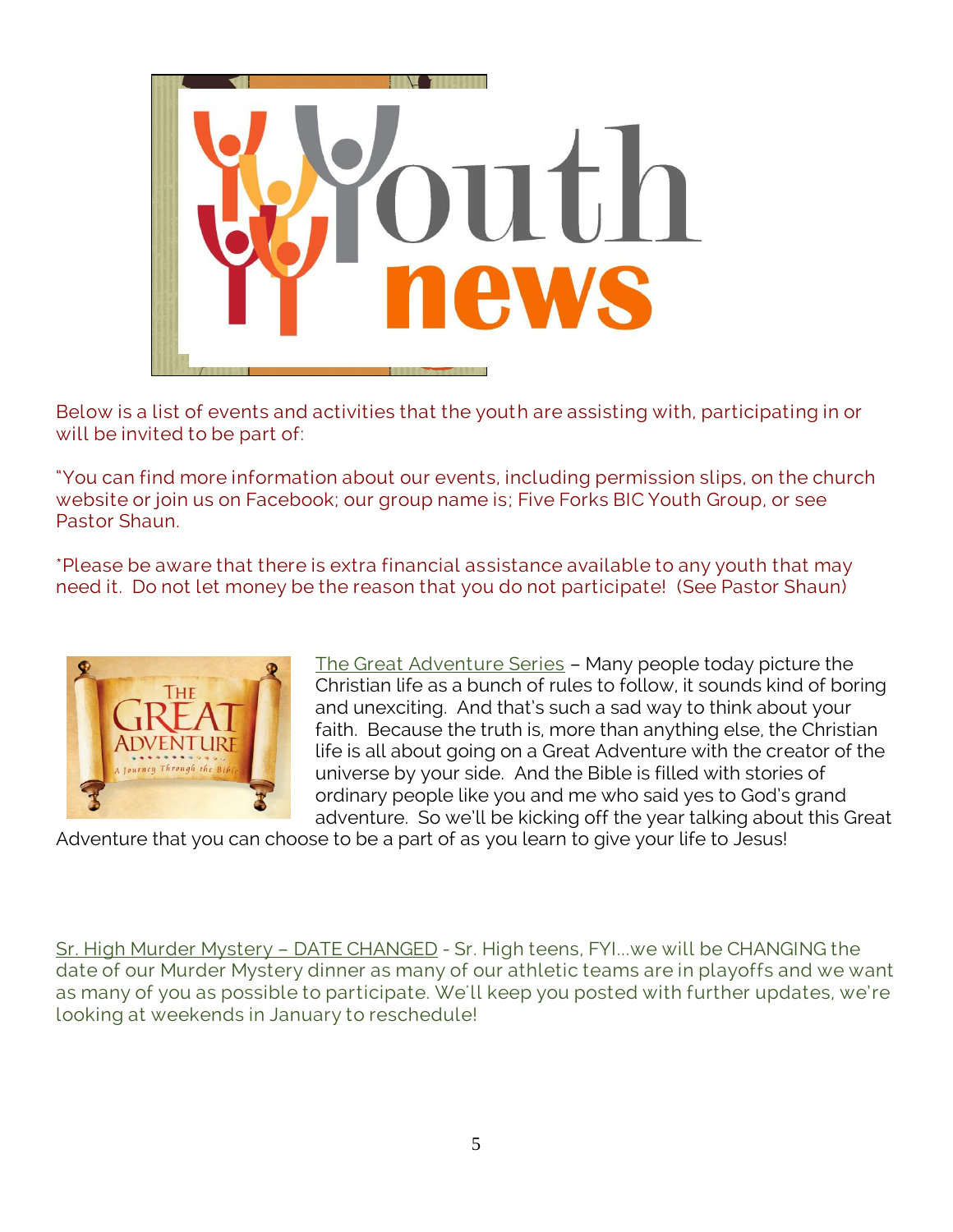# Youth news

Below is a list of events and activities that the youth are assisting with, participating in or will be invited to be part of:

"You can find more information about our events, including permission slips, on the church website or join us on Facebook; our group name is; Five Forks BIC Youth Group, or see Pastor Shaun.

*Please be aware that there is extra financial assistance available to any youth that may need it. Do not let money be the reason that you do not participate! (See Pastor Shaun)

The Great Adventure Series – Many people today picture the Christian life as a bunch of rules to follow, it sounds kind of boring and unexciting. And that's such a sad way to think about your faith. Because the truth is, more than anything else, the Christian life is all about going on a Great Adventure with the creator of the universe by your side. And the Bible is filled with stories of ordinary people like you and me who said yes to God's grand adventure. So we'll be kicking off the year talking about this Great Adventure that you can choose to be a part of as you learn to give your life to Jesus!

Sr. High Murder Mystery – DATE CHANGED - Sr. High teens, FYI...we will be CHANGING the date of our Murder Mystery dinner as many of our athletic teams are in playoffs and we want as many of you as possible to participate. We'll keep you posted with further updates, we're looking at weekends in January to reschedule!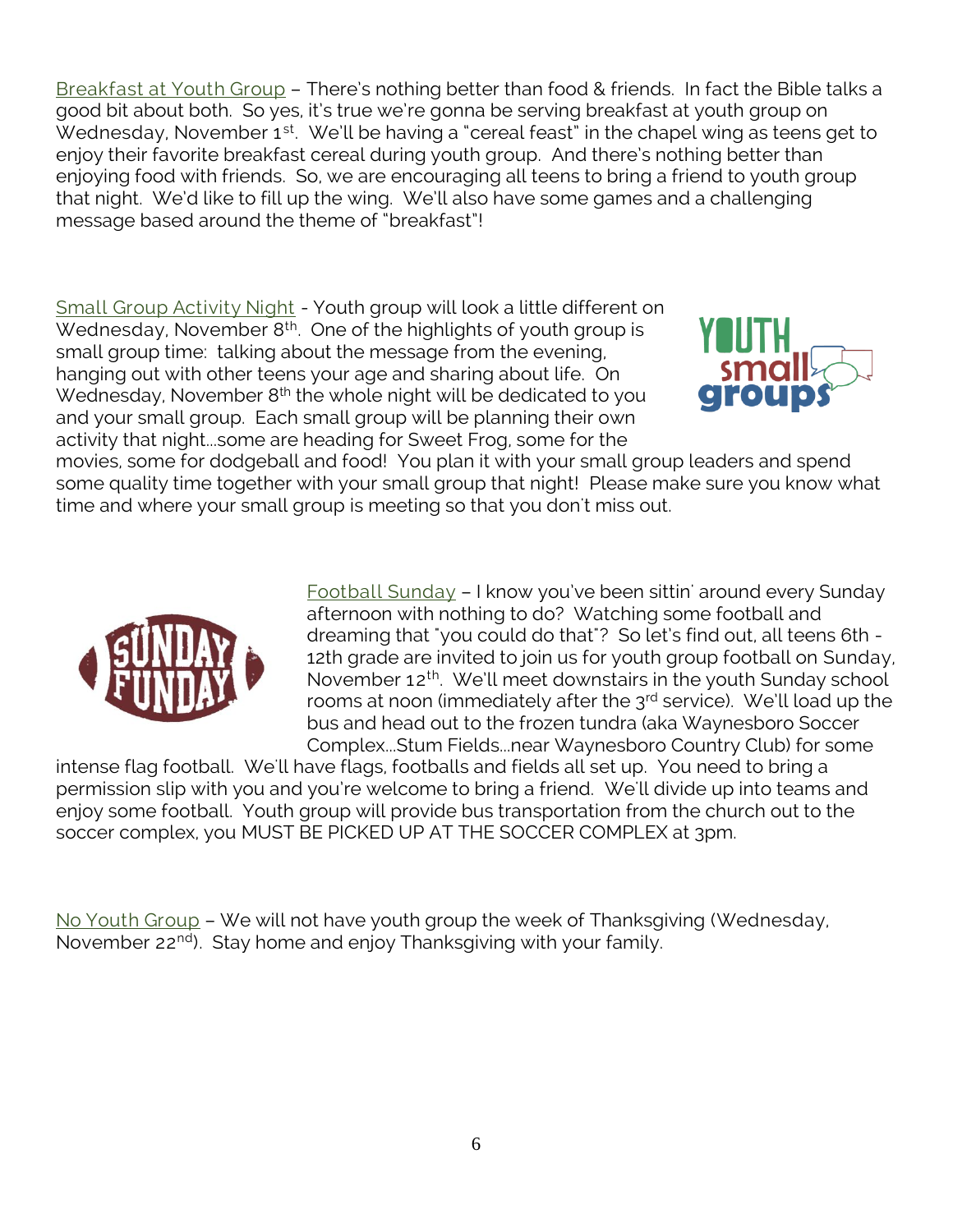Breakfast at Youth Group – There's nothing better than food & friends. In fact the Bible talks a good bit about both. So yes, it's true we're gonna be serving breakfast at youth group on Wednesday, November 1st. We'll be having a "cereal feast" in the chapel wing as teens get to enjoy their favorite breakfast cereal during youth group. And there's nothing better than enjoying food with friends. So, we are encouraging all teens to bring a friend to youth group that night. We'd like to fill up the wing. We'll also have some games and a challenging message based around the theme of "breakfast"!

Small Group Activity Night - Youth group will look a little different on Wednesday, November 8th. One of the highlights of youth group is small group time: talking about the message from the evening, hanging out with other teens your age and sharing about life. On Wednesday, November 8th the whole night will be dedicated to you and your small group. Each small group will be planning their own activity that night…some are heading for Sweet Frog, some for the movies, some for dodgeball and food! You plan it with your small group leaders and spend some quality time together with your small group that night! Please make sure you know what time and where your small group is meeting so that you don't miss out.

Football Sunday – I know you've been sittin' around every Sunday afternoon with nothing to do? Watching some football and dreaming that "you could do that"? So let's find out, all teens 6th - 12th grade are invited to join us for youth group football on Sunday, November 12th. We'll meet downstairs in the youth Sunday school rooms at noon (immediately after the 3rd service). We'll load up the bus and head out to the frozen tundra (aka Waynesboro Soccer Complex…Stum Fields…near Waynesboro Country Club) for some intense flag football. We'll have flags, footballs and fields all set up. You need to bring a permission slip with you and you're welcome to bring a friend. We'll divide up into teams and enjoy some football. Youth group will provide bus transportation from the church out to the soccer complex, you MUST BE PICKED UP AT THE SOCCER COMPLEX at 3pm.

No Youth Group – We will not have youth group the week of Thanksgiving (Wednesday, November 22nd). Stay home and enjoy Thanksgiving with your family.